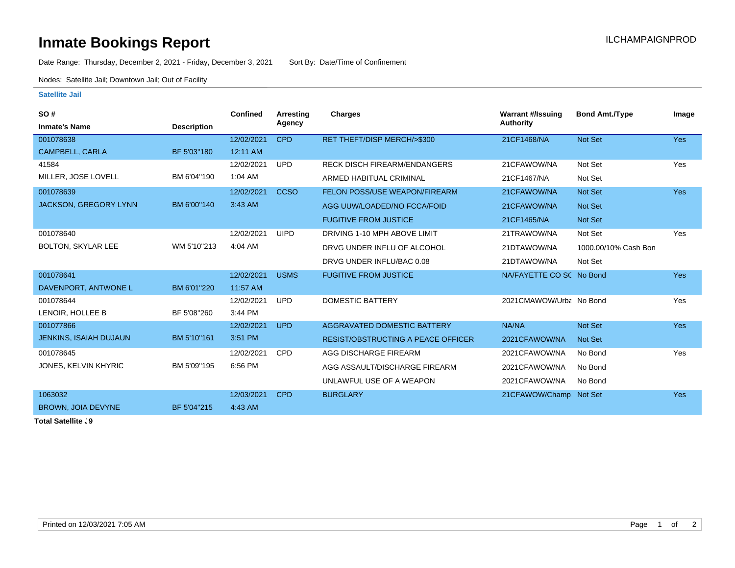# Inmate Bookings Report

ILCHAMPAIGNPROD

Date Range: Thursday, December 2, 2021 - Friday, December 3, 2021 Sort By: Date/Time of Confinement

Nodes: Satellite Jail; Downtown Jail; Out of Facility

### Satellite Jail

| SO # / Inmate's Name | Description | Confined | Arresting Agency | Charges | Warrant #/Issuing Authority | Bond Amt./Type | Image |
|---|---|---|---|---|---|---|---|
| 001078638 | | 12/02/2021 | CPD | RET THEFT/DISP MERCH/>$300 | 21CF1468/NA | Not Set | Yes |
| CAMPBELL, CARLA | BF 5'03"180 | 12:11 AM | | | | | |
| 41584 | | 12/02/2021 | UPD | RECK DISCH FIREARM/ENDANGERS | 21CFAWOW/NA | Not Set | Yes |
| MILLER, JOSE LOVELL | BM 6'04"190 | 1:04 AM | | ARMED HABITUAL CRIMINAL | 21CF1467/NA | Not Set | |
| 001078639 | | 12/02/2021 | CCSO | FELON POSS/USE WEAPON/FIREARM | 21CFAWOW/NA | Not Set | Yes |
| JACKSON, GREGORY LYNN | BM 6'00"140 | 3:43 AM | | AGG UUW/LOADED/NO FCCA/FOID | 21CFAWOW/NA | Not Set | |
| | | | | FUGITIVE FROM JUSTICE | 21CF1465/NA | Not Set | |
| 001078640 | | 12/02/2021 | UIPD | DRIVING 1-10 MPH ABOVE LIMIT | 21TRAWOW/NA | Not Set | Yes |
| BOLTON, SKYLAR LEE | WM 5'10"213 | 4:04 AM | | DRVG UNDER INFLU OF ALCOHOL | 21DTAWOW/NA | 1000.00/10% Cash Bon | |
| | | | | DRVG UNDER INFLU/BAC 0.08 | 21DTAWOW/NA | Not Set | |
| 001078641 | | 12/02/2021 | USMS | FUGITIVE FROM JUSTICE | NA/FAYETTE CO SC | No Bond | Yes |
| DAVENPORT, ANTWONE L | BM 6'01"220 | 11:57 AM | | | | | |
| 001078644 | | 12/02/2021 | UPD | DOMESTIC BATTERY | 2021CMAWOW/Urba | No Bond | Yes |
| LENOIR, HOLLEE B | BF 5'08"260 | 3:44 PM | | | | | |
| 001077866 | | 12/02/2021 | UPD | AGGRAVATED DOMESTIC BATTERY | NA/NA | Not Set | Yes |
| JENKINS, ISAIAH DUJAUN | BM 5'10"161 | 3:51 PM | | RESIST/OBSTRUCTING A PEACE OFFICER | 2021CFAWOW/NA | Not Set | |
| 001078645 | | 12/02/2021 | CPD | AGG DISCHARGE FIREARM | 2021CFAWOW/NA | No Bond | Yes |
| JONES, KELVIN KHYRIC | BM 5'09"195 | 6:56 PM | | AGG ASSAULT/DISCHARGE FIREARM | 2021CFAWOW/NA | No Bond | |
| | | | | UNLAWFUL USE OF A WEAPON | 2021CFAWOW/NA | No Bond | |
| 1063032 | | 12/03/2021 | CPD | BURGLARY | 21CFAWOW/Champ | Not Set | Yes |
| BROWN, JOIA DEVYNE | BF 5'04"215 | 4:43 AM | | | | | |

**Total Satellite :9**

Printed on 12/03/2021 7:05 AM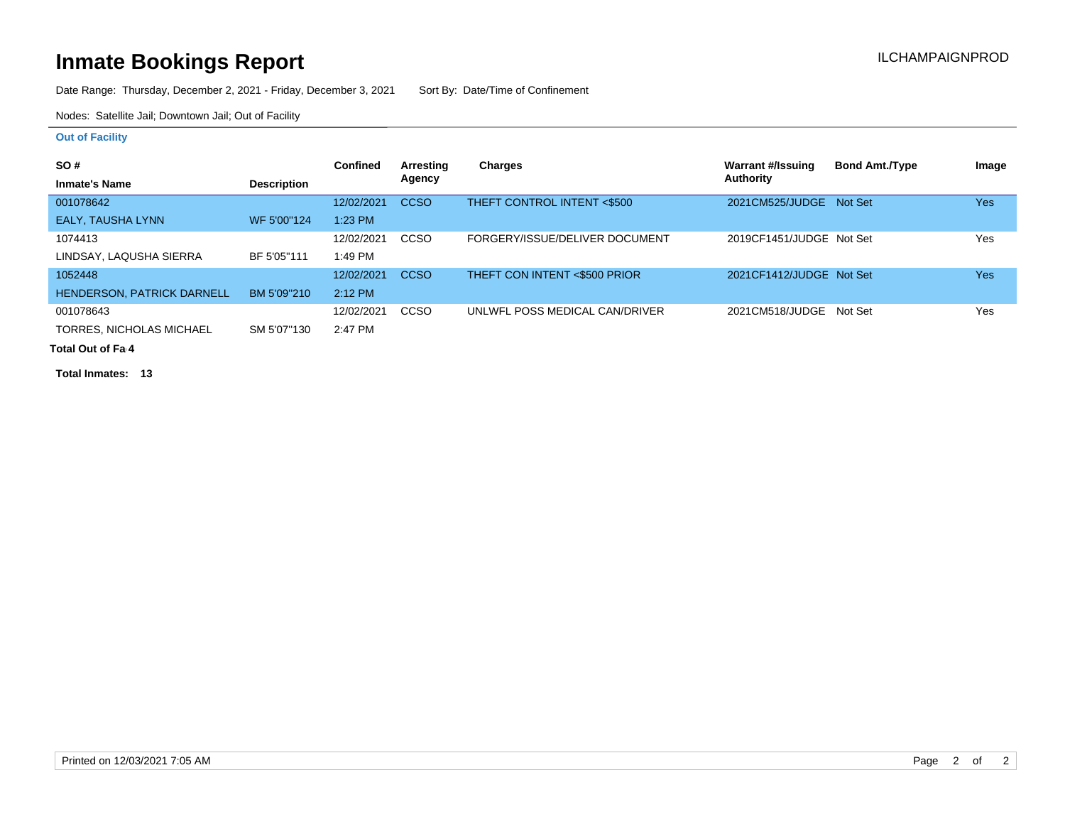# Inmate Bookings Report

ILCHAMPAIGNPROD

Date Range: Thursday, December 2, 2021 - Friday, December 3, 2021 Sort By: Date/Time of Confinement

Nodes: Satellite Jail; Downtown Jail; Out of Facility

### Out of Facility

| SO # / Inmate's Name | Description | Confined | Arresting Agency | Charges | Warrant #/Issuing Authority | Bond Amt./Type | Image |
|---|---|---|---|---|---|---|---|
| 001078642<br>EALY, TAUSHA LYNN | WF 5'00"124 | 12/02/2021<br>1:23 PM | CCSO | THEFT CONTROL INTENT <$500 | 2021CM525/JUDGE | Not Set | Yes |
| 1074413<br>LINDSAY, LAQUSHA SIERRA | BF 5'05"111 | 12/02/2021<br>1:49 PM | CCSO | FORGERY/ISSUE/DELIVER DOCUMENT | 2019CF1451/JUDGE | Not Set | Yes |
| 1052448<br>HENDERSON, PATRICK DARNELL | BM 5'09"210 | 12/02/2021<br>2:12 PM | CCSO | THEFT CON INTENT <$500 PRIOR | 2021CF1412/JUDGE | Not Set | Yes |
| 001078643<br>TORRES, NICHOLAS MICHAEL | SM 5'07"130 | 12/02/2021<br>2:47 PM | CCSO | UNLWFL POSS MEDICAL CAN/DRIVER | 2021CM518/JUDGE | Not Set | Yes |

**Total Out of Fa 4**

**Total Inmates: 13**

Printed on 12/03/2021 7:05 AM